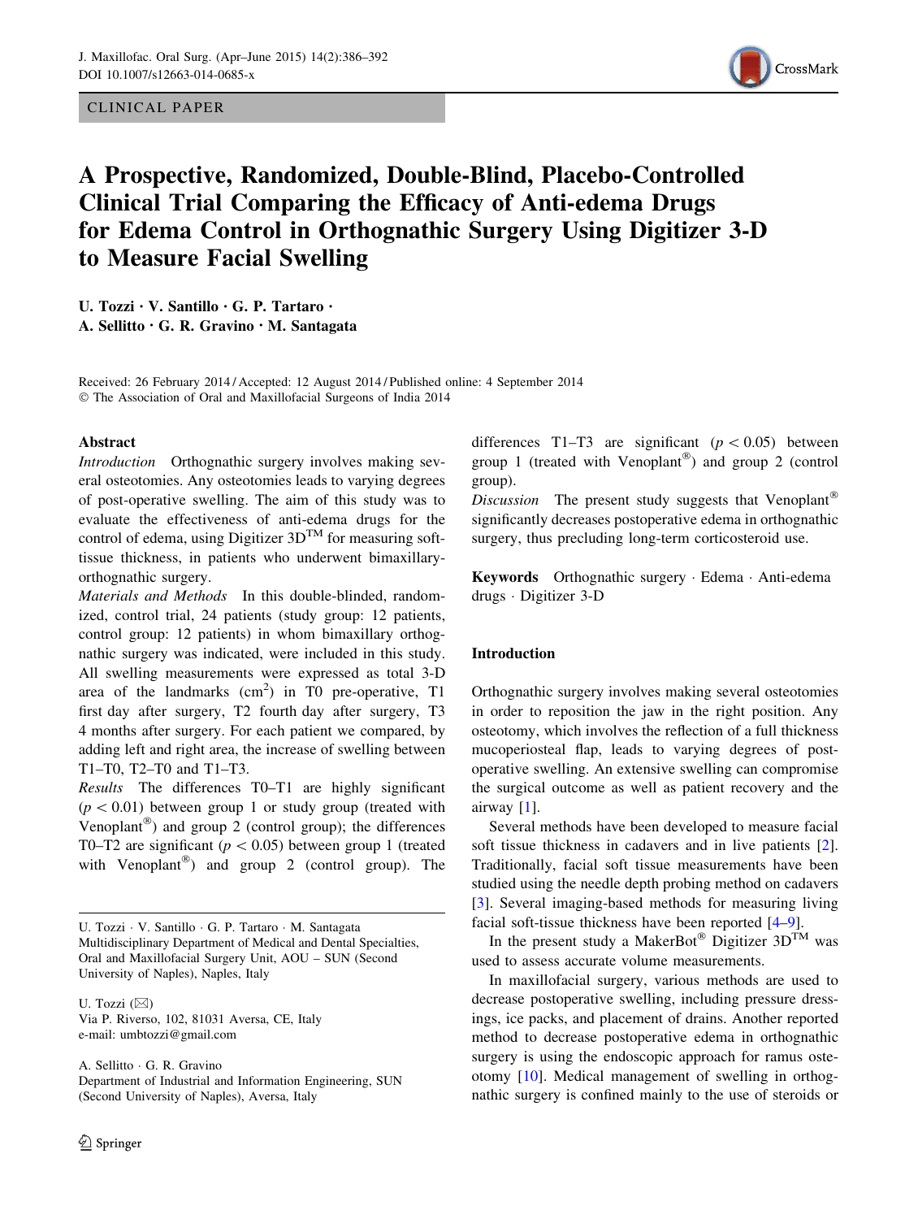CLINICAL PAPER

# A Prospective, Randomized, Double-Blind, Placebo-Controlled Clinical Trial Comparing the Efficacy of Anti-edema Drugs for Edema Control in Orthognathic Surgery Using Digitizer 3-D to Measure Facial Swelling

**U. Tozzi · V. Santillo · G. P. Tartaro · A. Sellitto · G. R. Gravino · M. Santagata**

Received: 26 February 2014 / Accepted: 12 August 2014 / Published online: 4 September 2014
© The Association of Oral and Maxillofacial Surgeons of India 2014

## Abstract

*Introduction* Orthognathic surgery involves making several osteotomies. Any osteotomies leads to varying degrees of post-operative swelling. The aim of this study was to evaluate the effectiveness of anti-edema drugs for the control of edema, using Digitizer 3D™ for measuring soft-tissue thickness, in patients who underwent bimaxillary-orthognathic surgery.

*Materials and Methods* In this double-blinded, randomized, control trial, 24 patients (study group: 12 patients, control group: 12 patients) in whom bimaxillary orthognathic surgery was indicated, were included in this study. All swelling measurements were expressed as total 3-D area of the landmarks ($cm^2$) in T0 pre-operative, T1 first day after surgery, T2 fourth day after surgery, T3 4 months after surgery. For each patient we compared, by adding left and right area, the increase of swelling between T1–T0, T2–T0 and T1–T3.

*Results* The differences T0–T1 are highly significant ($p < 0.01$) between group 1 or study group (treated with Venoplant®) and group 2 (control group); the differences T0–T2 are significant ($p < 0.05$) between group 1 (treated with Venoplant®) and group 2 (control group). The differences T1–T3 are significant ($p < 0.05$) between group 1 (treated with Venoplant®) and group 2 (control group).

*Discussion* The present study suggests that Venoplant® significantly decreases postoperative edema in orthognathic surgery, thus precluding long-term corticosteroid use.

**Keywords** Orthognathic surgery · Edema · Anti-edema drugs · Digitizer 3-D

U. Tozzi · V. Santillo · G. P. Tartaro · M. Santagata
Multidisciplinary Department of Medical and Dental Specialties, Oral and Maxillofacial Surgery Unit, AOU – SUN (Second University of Naples), Naples, Italy

U. Tozzi (✉)
Via P. Riverso, 102, 81031 Aversa, CE, Italy
e-mail: umbtozzi@gmail.com

A. Sellitto · G. R. Gravino
Department of Industrial and Information Engineering, SUN (Second University of Naples), Aversa, Italy

## Introduction

Orthognathic surgery involves making several osteotomies in order to reposition the jaw in the right position. Any osteotomy, which involves the reflection of a full thickness mucoperiosteal flap, leads to varying degrees of post-operative swelling. An extensive swelling can compromise the surgical outcome as well as patient recovery and the airway [1].

Several methods have been developed to measure facial soft tissue thickness in cadavers and in live patients [2]. Traditionally, facial soft tissue measurements have been studied using the needle depth probing method on cadavers [3]. Several imaging-based methods for measuring living facial soft-tissue thickness have been reported [4–9].

In the present study a MakerBot® Digitizer 3D™ was used to assess accurate volume measurements.

In maxillofacial surgery, various methods are used to decrease postoperative swelling, including pressure dressings, ice packs, and placement of drains. Another reported method to decrease postoperative edema in orthognathic surgery is using the endoscopic approach for ramus osteotomy [10]. Medical management of swelling in orthognathic surgery is confined mainly to the use of steroids or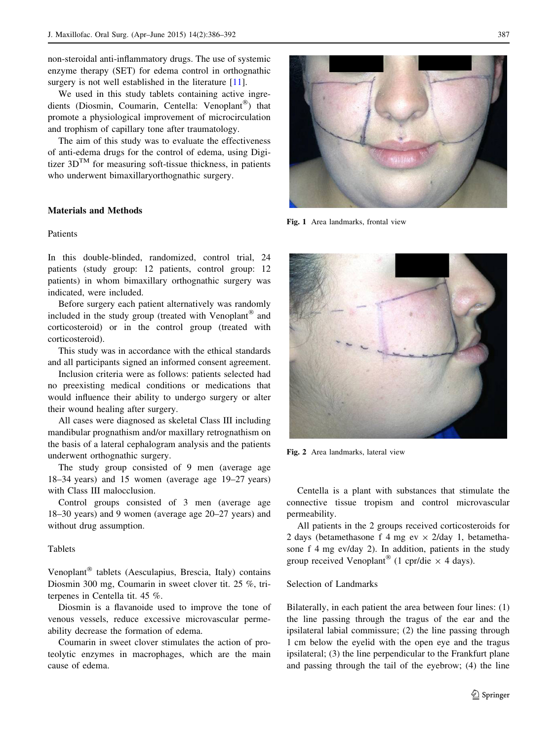non-steroidal anti-inflammatory drugs. The use of systemic enzyme therapy (SET) for edema control in orthognathic surgery is not well established in the literature [11].

We used in this study tablets containing active ingredients (Diosmin, Coumarin, Centella: Venoplant®) that promote a physiological improvement of microcirculation and trophism of capillary tone after traumatology.

The aim of this study was to evaluate the effectiveness of anti-edema drugs for the control of edema, using Digitizer 3D™ for measuring soft-tissue thickness, in patients who underwent bimaxillaryorthognathic surgery.

## Materials and Methods

### Patients

In this double-blinded, randomized, control trial, 24 patients (study group: 12 patients, control group: 12 patients) in whom bimaxillary orthognathic surgery was indicated, were included.

Before surgery each patient alternatively was randomly included in the study group (treated with Venoplant® and corticosteroid) or in the control group (treated with corticosteroid).

This study was in accordance with the ethical standards and all participants signed an informed consent agreement.

Inclusion criteria were as follows: patients selected had no preexisting medical conditions or medications that would influence their ability to undergo surgery or alter their wound healing after surgery.

All cases were diagnosed as skeletal Class III including mandibular prognathism and/or maxillary retrognathism on the basis of a lateral cephalogram analysis and the patients underwent orthognathic surgery.

The study group consisted of 9 men (average age 18–34 years) and 15 women (average age 19–27 years) with Class III malocclusion.

Control groups consisted of 3 men (average age 18–30 years) and 9 women (average age 20–27 years) and without drug assumption.

### Tablets

Venoplant® tablets (Aesculapius, Brescia, Italy) contains Diosmin 300 mg, Coumarin in sweet clover tit. 25 %, triterpenes in Centella tit. 45 %.

Diosmin is a flavanoide used to improve the tone of venous vessels, reduce excessive microvascular permeability decrease the formation of edema.

Coumarin in sweet clover stimulates the action of proteolytic enzymes in macrophages, which are the main cause of edema.

Fig. 1 Area landmarks, frontal view

Fig. 2 Area landmarks, lateral view

Centella is a plant with substances that stimulate the connective tissue tropism and control microvascular permeability.

All patients in the 2 groups received corticosteroids for 2 days (betamethasone f 4 mg ev × 2/day 1, betamethasone f 4 mg ev/day 2). In addition, patients in the study group received Venoplant® (1 cpr/die × 4 days).

### Selection of Landmarks

Bilaterally, in each patient the area between four lines: (1) the line passing through the tragus of the ear and the ipsilateral labial commissure; (2) the line passing through 1 cm below the eyelid with the open eye and the tragus ipsilateral; (3) the line perpendicular to the Frankfurt plane and passing through the tail of the eyebrow; (4) the line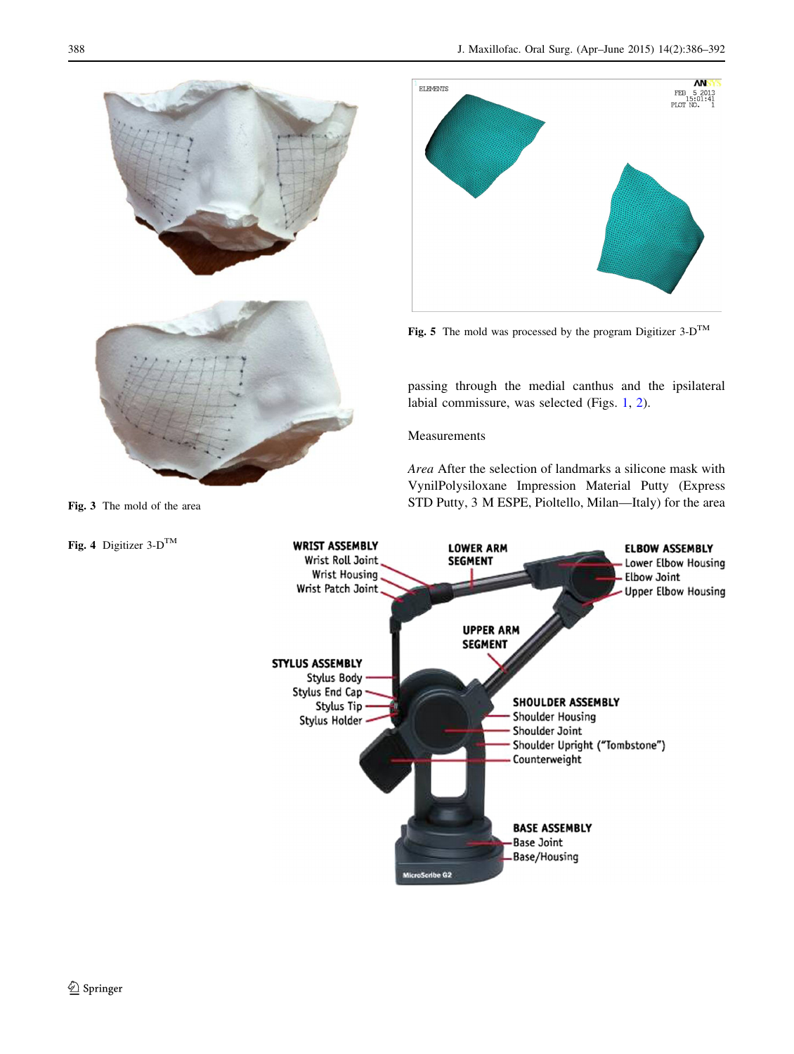Fig. 3 The mold of the area

Fig. 4 Digitizer 3-D™

Fig. 5 The mold was processed by the program Digitizer 3-D™

passing through the medial canthus and the ipsilateral labial commissure, was selected (Figs. 1, 2).

Measurements

*Area* After the selection of landmarks a silicone mask with VynilPolysiloxane Impression Material Putty (Express STD Putty, 3 M ESPE, Pioltello, Milan—Italy) for the area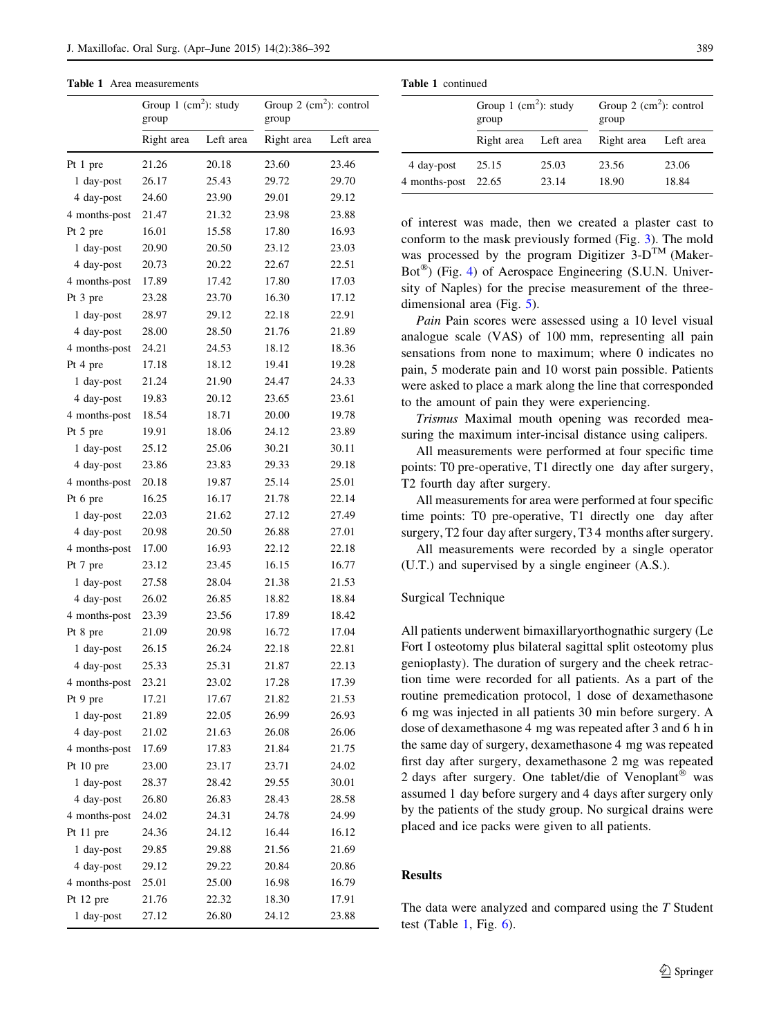**Table 1** Area measurements

| | Group 1 ($cm^2$): study group | | Group 2 ($cm^2$): control group | |
|---|---|---|---|---|
| | Right area | Left area | Right area | Left area |
| Pt 1 pre | 21.26 | 20.18 | 23.60 | 23.46 |
| 1 day-post | 26.17 | 25.43 | 29.72 | 29.70 |
| 4 day-post | 24.60 | 23.90 | 29.01 | 29.12 |
| 4 months-post | 21.47 | 21.32 | 23.98 | 23.88 |
| Pt 2 pre | 16.01 | 15.58 | 17.80 | 16.93 |
| 1 day-post | 20.90 | 20.50 | 23.12 | 23.03 |
| 4 day-post | 20.73 | 20.22 | 22.67 | 22.51 |
| 4 months-post | 17.89 | 17.42 | 17.80 | 17.03 |
| Pt 3 pre | 23.28 | 23.70 | 16.30 | 17.12 |
| 1 day-post | 28.97 | 29.12 | 22.18 | 22.91 |
| 4 day-post | 28.00 | 28.50 | 21.76 | 21.89 |
| 4 months-post | 24.21 | 24.53 | 18.12 | 18.36 |
| Pt 4 pre | 17.18 | 18.12 | 19.41 | 19.28 |
| 1 day-post | 21.24 | 21.90 | 24.47 | 24.33 |
| 4 day-post | 19.83 | 20.12 | 23.65 | 23.61 |
| 4 months-post | 18.54 | 18.71 | 20.00 | 19.78 |
| Pt 5 pre | 19.91 | 18.06 | 24.12 | 23.89 |
| 1 day-post | 25.12 | 25.06 | 30.21 | 30.11 |
| 4 day-post | 23.86 | 23.83 | 29.33 | 29.18 |
| 4 months-post | 20.18 | 19.87 | 25.14 | 25.01 |
| Pt 6 pre | 16.25 | 16.17 | 21.78 | 22.14 |
| 1 day-post | 22.03 | 21.62 | 27.12 | 27.49 |
| 4 day-post | 20.98 | 20.50 | 26.88 | 27.01 |
| 4 months-post | 17.00 | 16.93 | 22.12 | 22.18 |
| Pt 7 pre | 23.12 | 23.45 | 16.15 | 16.77 |
| 1 day-post | 27.58 | 28.04 | 21.38 | 21.53 |
| 4 day-post | 26.02 | 26.85 | 18.82 | 18.84 |
| 4 months-post | 23.39 | 23.56 | 17.89 | 18.42 |
| Pt 8 pre | 21.09 | 20.98 | 16.72 | 17.04 |
| 1 day-post | 26.15 | 26.24 | 22.18 | 22.81 |
| 4 day-post | 25.33 | 25.31 | 21.87 | 22.13 |
| 4 months-post | 23.21 | 23.02 | 17.28 | 17.39 |
| Pt 9 pre | 17.21 | 17.67 | 21.82 | 21.53 |
| 1 day-post | 21.89 | 22.05 | 26.99 | 26.93 |
| 4 day-post | 21.02 | 21.63 | 26.08 | 26.06 |
| 4 months-post | 17.69 | 17.83 | 21.84 | 21.75 |
| Pt 10 pre | 23.00 | 23.17 | 23.71 | 24.02 |
| 1 day-post | 28.37 | 28.42 | 29.55 | 30.01 |
| 4 day-post | 26.80 | 26.83 | 28.43 | 28.58 |
| 4 months-post | 24.02 | 24.31 | 24.78 | 24.99 |
| Pt 11 pre | 24.36 | 24.12 | 16.44 | 16.12 |
| 1 day-post | 29.85 | 29.88 | 21.56 | 21.69 |
| 4 day-post | 29.12 | 29.22 | 20.84 | 20.86 |
| 4 months-post | 25.01 | 25.00 | 16.98 | 16.79 |
| Pt 12 pre | 21.76 | 22.32 | 18.30 | 17.91 |
| 1 day-post | 27.12 | 26.80 | 24.12 | 23.88 |
| 4 day-post | 25.15 | 25.03 | 23.56 | 23.06 |
| 4 months-post | 22.65 | 23.14 | 18.90 | 18.84 |

of interest was made, then we created a plaster cast to conform to the mask previously formed (Fig. 3). The mold was processed by the program Digitizer 3-D™ (Maker-Bot®) (Fig. 4) of Aerospace Engineering (S.U.N. University of Naples) for the precise measurement of the three-dimensional area (Fig. 5).

*Pain* Pain scores were assessed using a 10 level visual analogue scale (VAS) of 100 mm, representing all pain sensations from none to maximum; where 0 indicates no pain, 5 moderate pain and 10 worst pain possible. Patients were asked to place a mark along the line that corresponded to the amount of pain they were experiencing.

*Trismus* Maximal mouth opening was recorded measuring the maximum inter-incisal distance using calipers.

All measurements were performed at four specific time points: T0 pre-operative, T1 directly one day after surgery, T2 fourth day after surgery.

All measurements for area were performed at four specific time points: T0 pre-operative, T1 directly one day after surgery, T2 four day after surgery, T3 4 months after surgery.

All measurements were recorded by a single operator (U.T.) and supervised by a single engineer (A.S.).

### Surgical Technique

All patients underwent bimaxillaryorthognathic surgery (Le Fort I osteotomy plus bilateral sagittal split osteotomy plus genioplasty). The duration of surgery and the cheek retraction time were recorded for all patients. As a part of the routine premedication protocol, 1 dose of dexamethasone 6 mg was injected in all patients 30 min before surgery. A dose of dexamethasone 4 mg was repeated after 3 and 6 h in the same day of surgery, dexamethasone 4 mg was repeated first day after surgery, dexamethasone 2 mg was repeated 2 days after surgery. One tablet/die of Venoplant® was assumed 1 day before surgery and 4 days after surgery only by the patients of the study group. No surgical drains were placed and ice packs were given to all patients.

## Results

The data were analyzed and compared using the *T* Student test (Table 1, Fig. 6).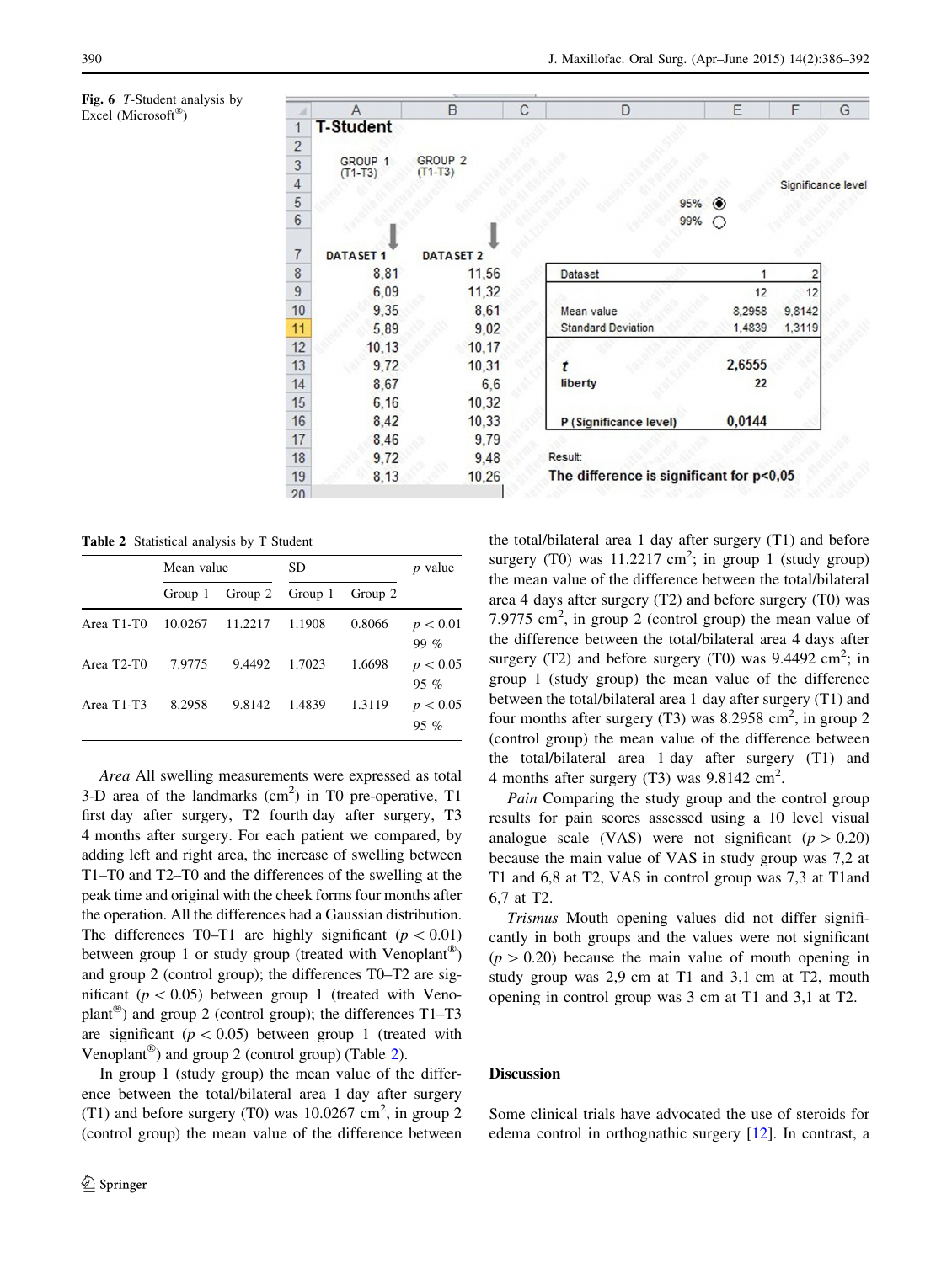Fig. 6 *T*-Student analysis by Excel (Microsoft®)

| | A | B | C | D | E | F |
|---|---|---|---|---|---|---|
| 1 | **T-Student** | | | | | |
| 3 | GROUP 1 (T1-T3) | GROUP 2 (T1-T3) | | | | |
| 4 | | | | | | Significance level |
| 5 | | | | 95% ◉ | | |
| 6 | | | | 99% ○ | | |
| 7 | DATASET 1 | DATASET 2 | | | | |
| 8 | 8,81 | 11,56 | | Dataset | 1 | 2 |
| 9 | 6,09 | 11,32 | | | 12 | 12 |
| 10 | 9,35 | 8,61 | | Mean value | 8,2958 | 9,8142 |
| 11 | 5,89 | 9,02 | | Standard Deviation | 1,4839 | 1,3119 |
| 12 | 10,13 | 10,17 | | | | |
| 13 | 9,72 | 10,31 | | *t* | 2,6555 | |
| 14 | 8,67 | 6,6 | | liberty | 22 | |
| 15 | 6,16 | 10,32 | | | | |
| 16 | 8,42 | 10,33 | | P (Significance level) | 0,0144 | |
| 17 | 8,46 | 9,79 | | | | |
| 18 | 9,72 | 9,48 | | Result: | | |
| 19 | 8,13 | 10,26 | | The difference is significant for p<0,05 | | |

Table 2 Statistical analysis by T Student

| | Mean value | | SD | | *p* value |
|---|---|---|---|---|---|
| | Group 1 | Group 2 | Group 1 | Group 2 | |
| Area T1-T0 | 10.0267 | 11.2217 | 1.1908 | 0.8066 | $p < 0.01$ 99 % |
| Area T2-T0 | 7.9775 | 9.4492 | 1.7023 | 1.6698 | $p < 0.05$ 95 % |
| Area T1-T3 | 8.2958 | 9.8142 | 1.4839 | 1.3119 | $p < 0.05$ 95 % |

*Area* All swelling measurements were expressed as total 3-D area of the landmarks (cm$^2$) in T0 pre-operative, T1 first day after surgery, T2 fourth day after surgery, T3 4 months after surgery. For each patient we compared, by adding left and right area, the increase of swelling between T1–T0 and T2–T0 and the differences of the swelling at the peak time and original with the cheek forms four months after the operation. All the differences had a Gaussian distribution. The differences T0–T1 are highly significant ($p < 0.01$) between group 1 or study group (treated with Venoplant®) and group 2 (control group); the differences T0–T2 are significant ($p < 0.05$) between group 1 (treated with Venoplant®) and group 2 (control group); the differences T1–T3 are significant ($p < 0.05$) between group 1 (treated with Venoplant®) and group 2 (control group) (Table 2).

In group 1 (study group) the mean value of the difference between the total/bilateral area 1 day after surgery (T1) and before surgery (T0) was 10.0267 cm$^2$, in group 2 (control group) the mean value of the difference between the total/bilateral area 1 day after surgery (T1) and before surgery (T0) was 11.2217 cm$^2$; in group 1 (study group) the mean value of the difference between the total/bilateral area 4 days after surgery (T2) and before surgery (T0) was 7.9775 cm$^2$, in group 2 (control group) the mean value of the difference between the total/bilateral area 4 days after surgery (T2) and before surgery (T0) was 9.4492 cm$^2$; in group 1 (study group) the mean value of the difference between the total/bilateral area 1 day after surgery (T1) and four months after surgery (T3) was 8.2958 cm$^2$, in group 2 (control group) the mean value of the difference between the total/bilateral area 1 day after surgery (T1) and 4 months after surgery (T3) was 9.8142 cm$^2$.

*Pain* Comparing the study group and the control group results for pain scores assessed using a 10 level visual analogue scale (VAS) were not significant ($p > 0.20$) because the main value of VAS in study group was 7,2 at T1 and 6,8 at T2, VAS in control group was 7,3 at T1and 6,7 at T2.

*Trismus* Mouth opening values did not differ significantly in both groups and the values were not significant ($p > 0.20$) because the main value of mouth opening in study group was 2,9 cm at T1 and 3,1 cm at T2, mouth opening in control group was 3 cm at T1 and 3,1 at T2.

## Discussion

Some clinical trials have advocated the use of steroids for edema control in orthognathic surgery [12]. In contrast, a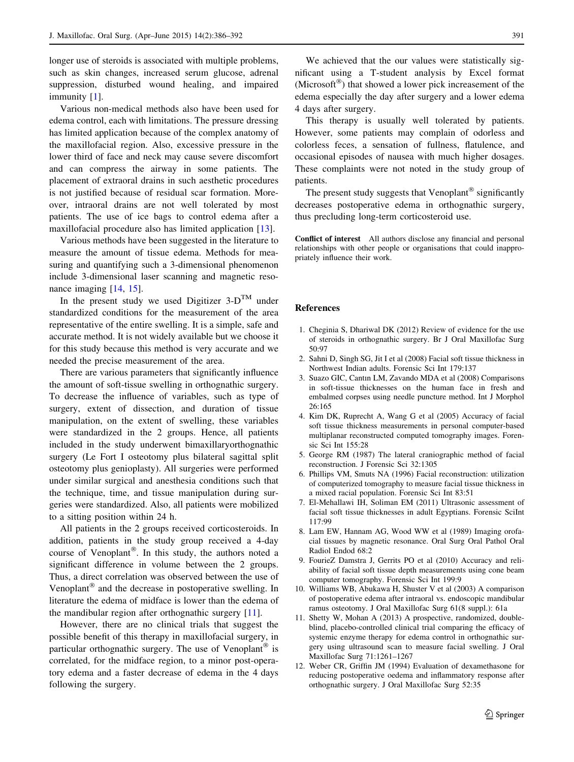longer use of steroids is associated with multiple problems, such as skin changes, increased serum glucose, adrenal suppression, disturbed wound healing, and impaired immunity [1].

Various non-medical methods also have been used for edema control, each with limitations. The pressure dressing has limited application because of the complex anatomy of the maxillofacial region. Also, excessive pressure in the lower third of face and neck may cause severe discomfort and can compress the airway in some patients. The placement of extraoral drains in such aesthetic procedures is not justified because of residual scar formation. Moreover, intraoral drains are not well tolerated by most patients. The use of ice bags to control edema after a maxillofacial procedure also has limited application [13].

Various methods have been suggested in the literature to measure the amount of tissue edema. Methods for measuring and quantifying such a 3-dimensional phenomenon include 3-dimensional laser scanning and magnetic resonance imaging [14, 15].

In the present study we used Digitizer 3-D™ under standardized conditions for the measurement of the area representative of the entire swelling. It is a simple, safe and accurate method. It is not widely available but we choose it for this study because this method is very accurate and we needed the precise measurement of the area.

There are various parameters that significantly influence the amount of soft-tissue swelling in orthognathic surgery. To decrease the influence of variables, such as type of surgery, extent of dissection, and duration of tissue manipulation, on the extent of swelling, these variables were standardized in the 2 groups. Hence, all patients included in the study underwent bimaxillaryorthognathic surgery (Le Fort I osteotomy plus bilateral sagittal split osteotomy plus genioplasty). All surgeries were performed under similar surgical and anesthesia conditions such that the technique, time, and tissue manipulation during surgeries were standardized. Also, all patients were mobilized to a sitting position within 24 h.

All patients in the 2 groups received corticosteroids. In addition, patients in the study group received a 4-day course of Venoplant®. In this study, the authors noted a significant difference in volume between the 2 groups. Thus, a direct correlation was observed between the use of Venoplant® and the decrease in postoperative swelling. In literature the edema of midface is lower than the edema of the mandibular region after orthognathic surgery [11].

However, there are no clinical trials that suggest the possible benefit of this therapy in maxillofacial surgery, in particular orthognathic surgery. The use of Venoplant® is correlated, for the midface region, to a minor post-operatory edema and a faster decrease of edema in the 4 days following the surgery.

We achieved that the our values were statistically significant using a T-student analysis by Excel format (Microsoft®) that showed a lower pick increasement of the edema especially the day after surgery and a lower edema 4 days after surgery.

This therapy is usually well tolerated by patients. However, some patients may complain of odorless and colorless feces, a sensation of fullness, flatulence, and occasional episodes of nausea with much higher dosages. These complaints were not noted in the study group of patients.

The present study suggests that Venoplant® significantly decreases postoperative edema in orthognathic surgery, thus precluding long-term corticosteroid use.

**Conflict of interest** All authors disclose any financial and personal relationships with other people or organisations that could inappropriately influence their work.

## References

1. Cheginia S, Dhariwal DK (2012) Review of evidence for the use of steroids in orthognathic surgery. Br J Oral Maxillofac Surg 50:97
2. Sahni D, Singh SG, Jit I et al (2008) Facial soft tissue thickness in Northwest Indian adults. Forensic Sci Int 179:137
3. Suazo GIC, Cantın LM, Zavando MDA et al (2008) Comparisons in soft-tissue thicknesses on the human face in fresh and embalmed corpses using needle puncture method. Int J Morphol 26:165
4. Kim DK, Ruprecht A, Wang G et al (2005) Accuracy of facial soft tissue thickness measurements in personal computer-based multiplanar reconstructed computed tomography images. Forensic Sci Int 155:28
5. George RM (1987) The lateral craniographic method of facial reconstruction. J Forensic Sci 32:1305
6. Phillips VM, Smuts NA (1996) Facial reconstruction: utilization of computerized tomography to measure facial tissue thickness in a mixed racial population. Forensic Sci Int 83:51
7. El-Mehallawi IH, Soliman EM (2011) Ultrasonic assessment of facial soft tissue thicknesses in adult Egyptians. Forensic SciInt 117:99
8. Lam EW, Hannam AG, Wood WW et al (1989) Imaging orofacial tissues by magnetic resonance. Oral Surg Oral Pathol Oral Radiol Endod 68:2
9. FourieZ Damstra J, Gerrits PO et al (2010) Accuracy and reliability of facial soft tissue depth measurements using cone beam computer tomography. Forensic Sci Int 199:9
10. Williams WB, Abukawa H, Shuster V et al (2003) A comparison of postoperative edema after intraoral vs. endoscopic mandibular ramus osteotomy. J Oral Maxillofac Surg 61(8 suppl.): 61a
11. Shetty W, Mohan A (2013) A prospective, randomized, double-blind, placebo-controlled clinical trial comparing the efficacy of systemic enzyme therapy for edema control in orthognathic surgery using ultrasound scan to measure facial swelling. J Oral Maxillofac Surg 71:1261–1267
12. Weber CR, Griffin JM (1994) Evaluation of dexamethasone for reducing postoperative oedema and inflammatory response after orthognathic surgery. J Oral Maxillofac Surg 52:35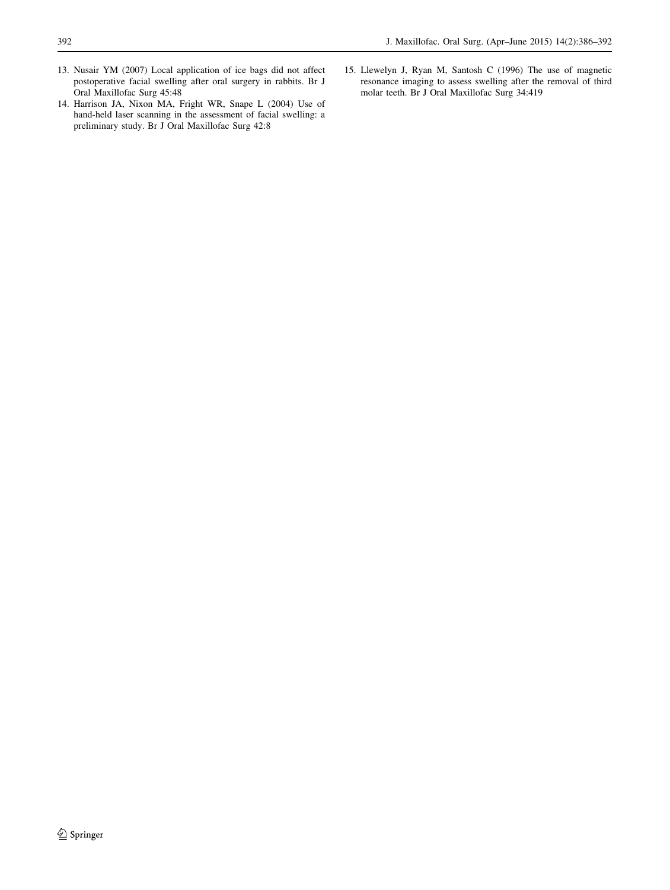13. Nusair YM (2007) Local application of ice bags did not affect postoperative facial swelling after oral surgery in rabbits. Br J Oral Maxillofac Surg 45:48
14. Harrison JA, Nixon MA, Fright WR, Snape L (2004) Use of hand-held laser scanning in the assessment of facial swelling: a preliminary study. Br J Oral Maxillofac Surg 42:8
15. Llewelyn J, Ryan M, Santosh C (1996) The use of magnetic resonance imaging to assess swelling after the removal of third molar teeth. Br J Oral Maxillofac Surg 34:419